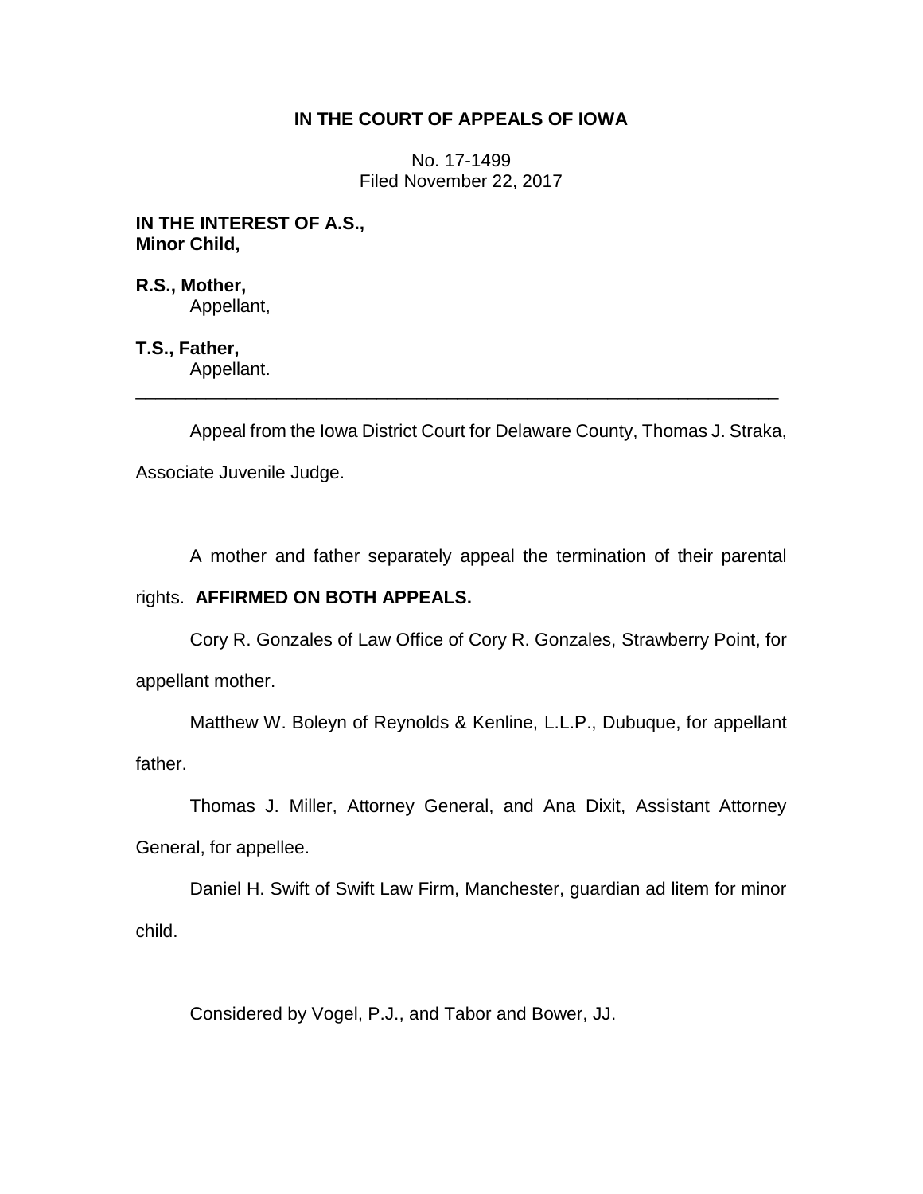# IN THE COURT OF APPEALS OF IOWA

No. 17-1499
Filed November 22, 2017

**IN THE INTEREST OF A.S.,**
**Minor Child,**

**R.S., Mother,**
Appellant,

**T.S., Father,**
Appellant.

---

Appeal from the Iowa District Court for Delaware County, Thomas J. Straka, Associate Juvenile Judge.

A mother and father separately appeal the termination of their parental rights. **AFFIRMED ON BOTH APPEALS.**

Cory R. Gonzales of Law Office of Cory R. Gonzales, Strawberry Point, for appellant mother.

Matthew W. Boleyn of Reynolds & Kenline, L.L.P., Dubuque, for appellant father.

Thomas J. Miller, Attorney General, and Ana Dixit, Assistant Attorney General, for appellee.

Daniel H. Swift of Swift Law Firm, Manchester, guardian ad litem for minor child.

Considered by Vogel, P.J., and Tabor and Bower, JJ.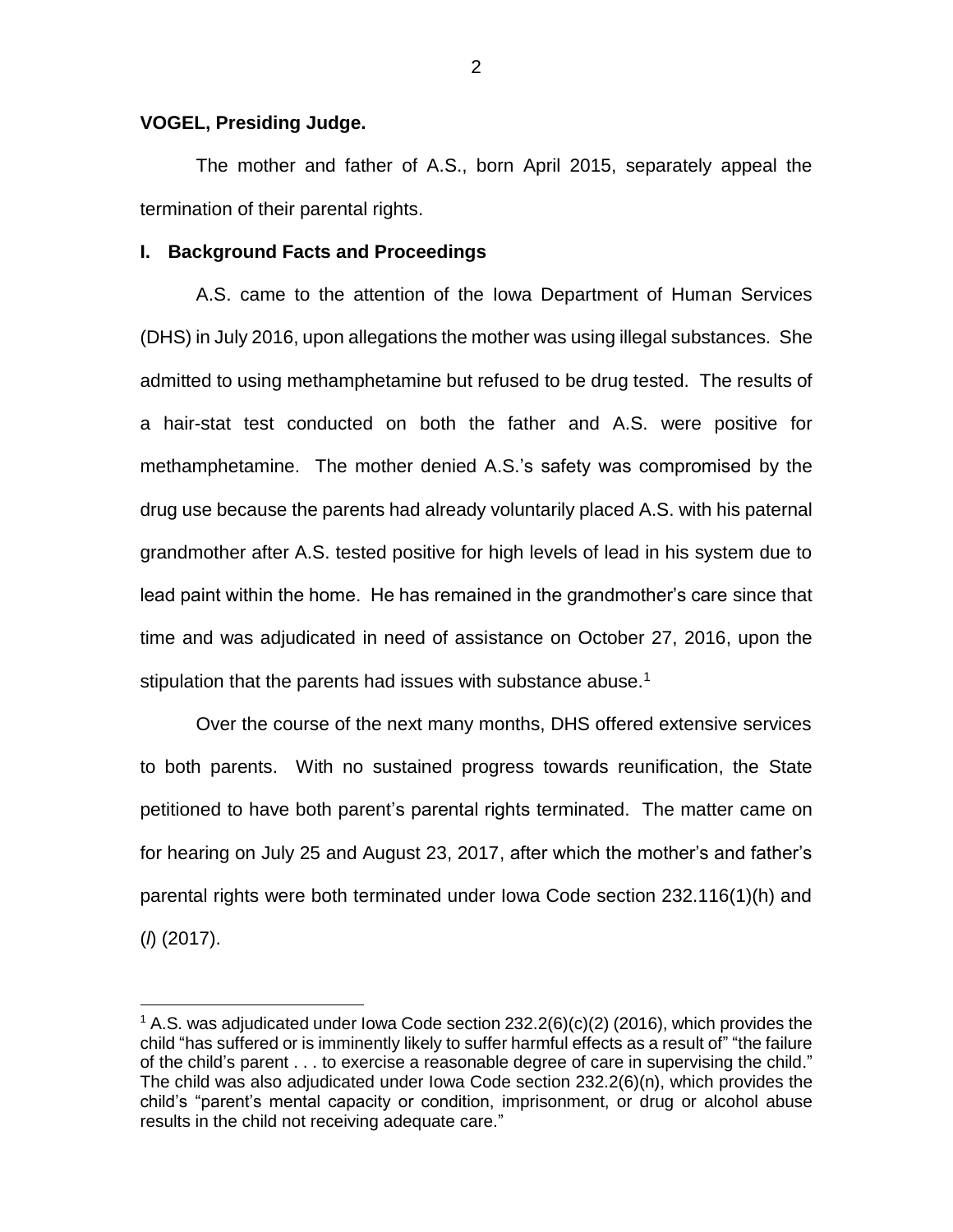**VOGEL, Presiding Judge.**

The mother and father of A.S., born April 2015, separately appeal the termination of their parental rights.

## I. Background Facts and Proceedings

A.S. came to the attention of the Iowa Department of Human Services (DHS) in July 2016, upon allegations the mother was using illegal substances. She admitted to using methamphetamine but refused to be drug tested. The results of a hair-stat test conducted on both the father and A.S. were positive for methamphetamine. The mother denied A.S.'s safety was compromised by the drug use because the parents had already voluntarily placed A.S. with his paternal grandmother after A.S. tested positive for high levels of lead in his system due to lead paint within the home. He has remained in the grandmother's care since that time and was adjudicated in need of assistance on October 27, 2016, upon the stipulation that the parents had issues with substance abuse.[1]

Over the course of the next many months, DHS offered extensive services to both parents. With no sustained progress towards reunification, the State petitioned to have both parent's parental rights terminated. The matter came on for hearing on July 25 and August 23, 2017, after which the mother's and father's parental rights were both terminated under Iowa Code section 232.116(1)(h) and (*l*) (2017).

[1] A.S. was adjudicated under Iowa Code section 232.2(6)(c)(2) (2016), which provides the child "has suffered or is imminently likely to suffer harmful effects as a result of" "the failure of the child's parent . . . to exercise a reasonable degree of care in supervising the child." The child was also adjudicated under Iowa Code section 232.2(6)(n), which provides the child's "parent's mental capacity or condition, imprisonment, or drug or alcohol abuse results in the child not receiving adequate care."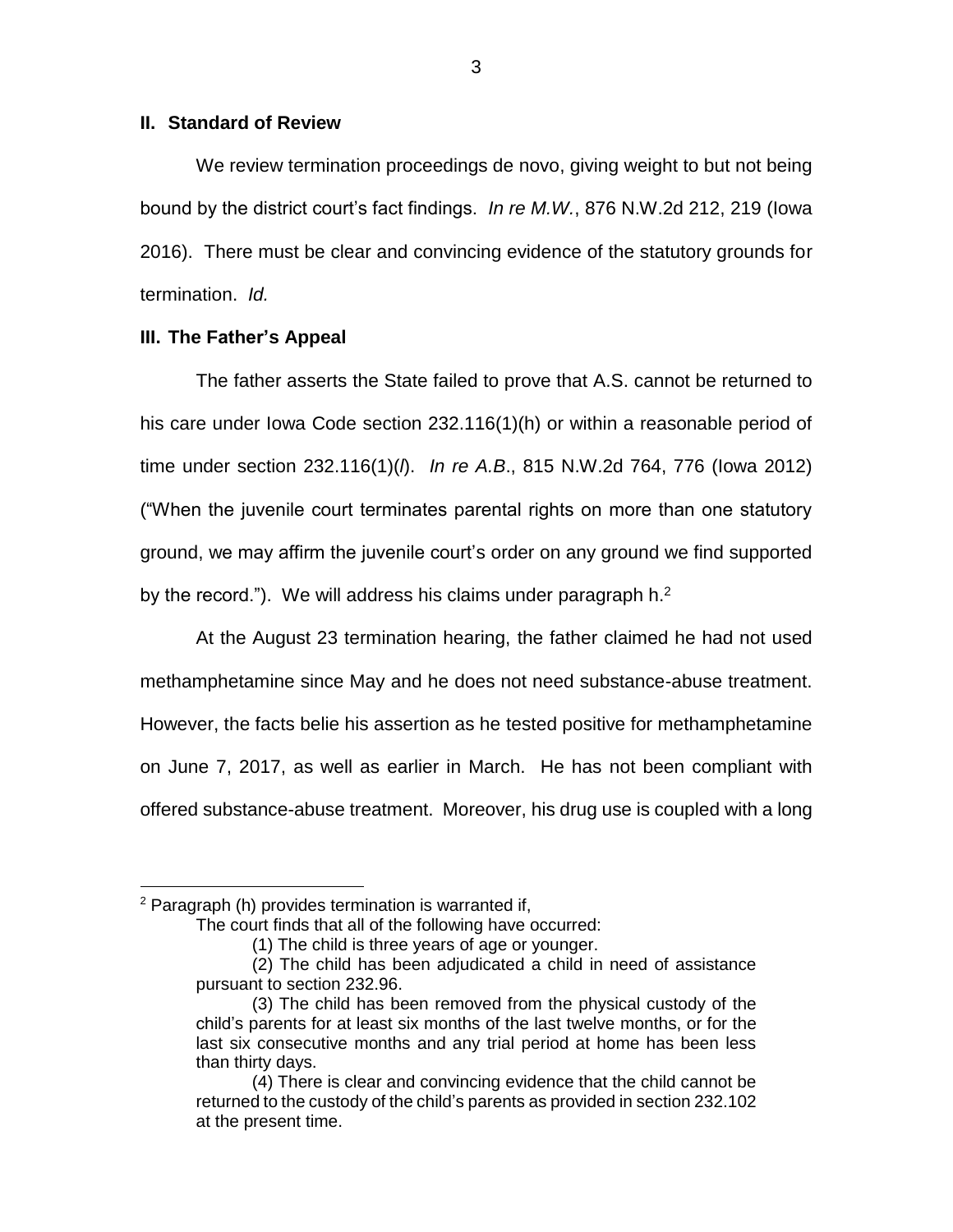## II. Standard of Review

We review termination proceedings de novo, giving weight to but not being bound by the district court's fact findings. *In re M.W.*, 876 N.W.2d 212, 219 (Iowa 2016). There must be clear and convincing evidence of the statutory grounds for termination. *Id.*

## III. The Father's Appeal

The father asserts the State failed to prove that A.S. cannot be returned to his care under Iowa Code section 232.116(1)(h) or within a reasonable period of time under section 232.116(1)(*l*). *In re A.B*., 815 N.W.2d 764, 776 (Iowa 2012) ("When the juvenile court terminates parental rights on more than one statutory ground, we may affirm the juvenile court's order on any ground we find supported by the record."). We will address his claims under paragraph h.[2]

At the August 23 termination hearing, the father claimed he had not used methamphetamine since May and he does not need substance-abuse treatment. However, the facts belie his assertion as he tested positive for methamphetamine on June 7, 2017, as well as earlier in March. He has not been compliant with offered substance-abuse treatment. Moreover, his drug use is coupled with a long

---

[2] Paragraph (h) provides termination is warranted if,

> The court finds that all of the following have occurred:
>
> (1) The child is three years of age or younger.
>
> (2) The child has been adjudicated a child in need of assistance pursuant to section 232.96.
>
> (3) The child has been removed from the physical custody of the child's parents for at least six months of the last twelve months, or for the last six consecutive months and any trial period at home has been less than thirty days.
>
> (4) There is clear and convincing evidence that the child cannot be returned to the custody of the child's parents as provided in section 232.102 at the present time.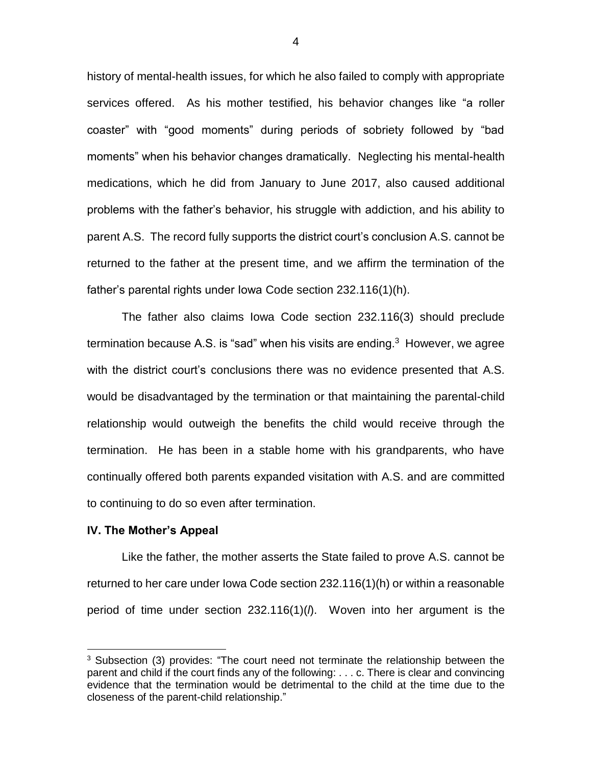history of mental-health issues, for which he also failed to comply with appropriate services offered. As his mother testified, his behavior changes like "a roller coaster" with "good moments" during periods of sobriety followed by "bad moments" when his behavior changes dramatically. Neglecting his mental-health medications, which he did from January to June 2017, also caused additional problems with the father's behavior, his struggle with addiction, and his ability to parent A.S. The record fully supports the district court's conclusion A.S. cannot be returned to the father at the present time, and we affirm the termination of the father's parental rights under Iowa Code section 232.116(1)(h).

The father also claims Iowa Code section 232.116(3) should preclude termination because A.S. is "sad" when his visits are ending.[3] However, we agree with the district court's conclusions there was no evidence presented that A.S. would be disadvantaged by the termination or that maintaining the parental-child relationship would outweigh the benefits the child would receive through the termination. He has been in a stable home with his grandparents, who have continually offered both parents expanded visitation with A.S. and are committed to continuing to do so even after termination.

**IV. The Mother's Appeal**

Like the father, the mother asserts the State failed to prove A.S. cannot be returned to her care under Iowa Code section 232.116(1)(h) or within a reasonable period of time under section 232.116(1)(*l*). Woven into her argument is the

[3] Subsection (3) provides: "The court need not terminate the relationship between the parent and child if the court finds any of the following: . . . c. There is clear and convincing evidence that the termination would be detrimental to the child at the time due to the closeness of the parent-child relationship."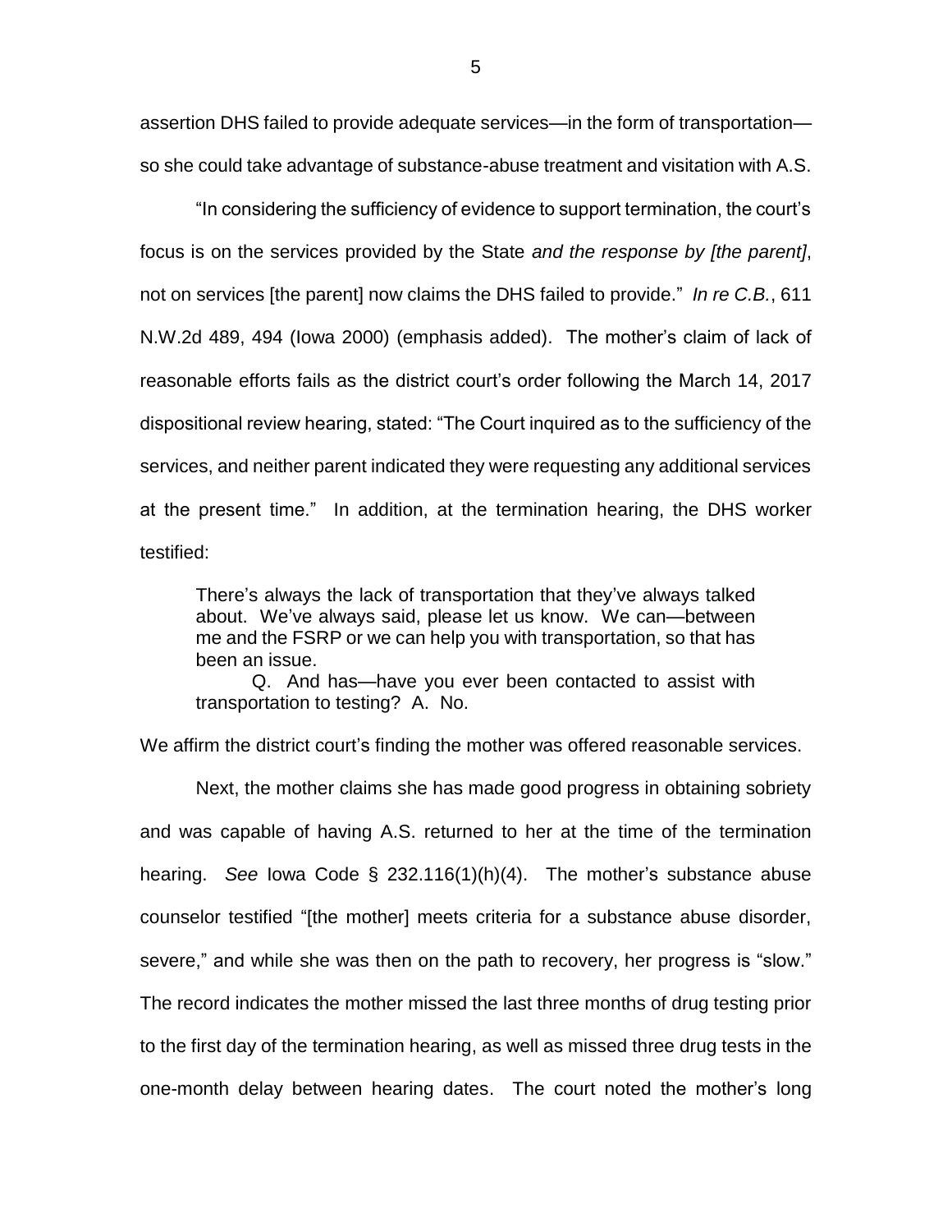assertion DHS failed to provide adequate services—in the form of transportation—so she could take advantage of substance-abuse treatment and visitation with A.S.

"In considering the sufficiency of evidence to support termination, the court's focus is on the services provided by the State *and the response by [the parent]*, not on services [the parent] now claims the DHS failed to provide." *In re C.B.*, 611 N.W.2d 489, 494 (Iowa 2000) (emphasis added). The mother's claim of lack of reasonable efforts fails as the district court's order following the March 14, 2017 dispositional review hearing, stated: "The Court inquired as to the sufficiency of the services, and neither parent indicated they were requesting any additional services at the present time." In addition, at the termination hearing, the DHS worker testified:

> There's always the lack of transportation that they've always talked about. We've always said, please let us know. We can—between me and the FSRP or we can help you with transportation, so that has been an issue.
>
> Q. And has—have you ever been contacted to assist with transportation to testing? A. No.

We affirm the district court's finding the mother was offered reasonable services.

Next, the mother claims she has made good progress in obtaining sobriety and was capable of having A.S. returned to her at the time of the termination hearing. *See* Iowa Code § 232.116(1)(h)(4). The mother's substance abuse counselor testified "[the mother] meets criteria for a substance abuse disorder, severe," and while she was then on the path to recovery, her progress is "slow." The record indicates the mother missed the last three months of drug testing prior to the first day of the termination hearing, as well as missed three drug tests in the one-month delay between hearing dates. The court noted the mother's long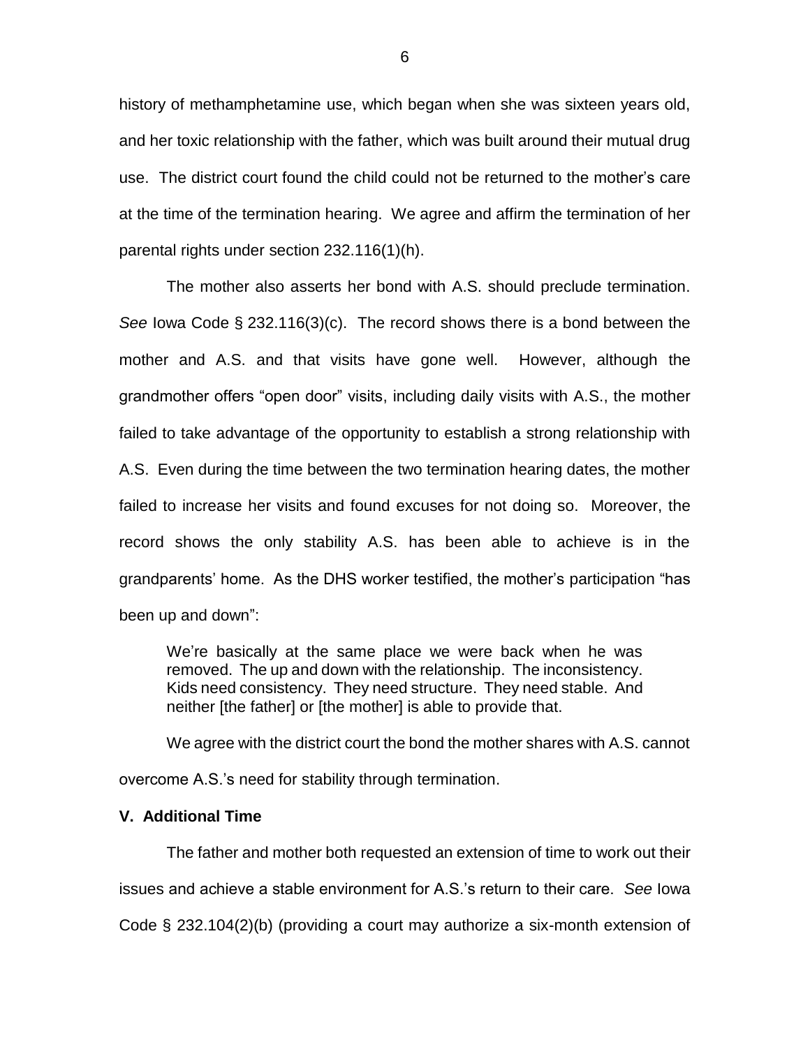history of methamphetamine use, which began when she was sixteen years old, and her toxic relationship with the father, which was built around their mutual drug use. The district court found the child could not be returned to the mother's care at the time of the termination hearing. We agree and affirm the termination of her parental rights under section 232.116(1)(h).

The mother also asserts her bond with A.S. should preclude termination. *See* Iowa Code § 232.116(3)(c). The record shows there is a bond between the mother and A.S. and that visits have gone well. However, although the grandmother offers "open door" visits, including daily visits with A.S., the mother failed to take advantage of the opportunity to establish a strong relationship with A.S. Even during the time between the two termination hearing dates, the mother failed to increase her visits and found excuses for not doing so. Moreover, the record shows the only stability A.S. has been able to achieve is in the grandparents' home. As the DHS worker testified, the mother's participation "has been up and down":

> We're basically at the same place we were back when he was removed. The up and down with the relationship. The inconsistency. Kids need consistency. They need structure. They need stable. And neither [the father] or [the mother] is able to provide that.

We agree with the district court the bond the mother shares with A.S. cannot overcome A.S.'s need for stability through termination.

**V. Additional Time**

The father and mother both requested an extension of time to work out their issues and achieve a stable environment for A.S.'s return to their care. *See* Iowa Code § 232.104(2)(b) (providing a court may authorize a six-month extension of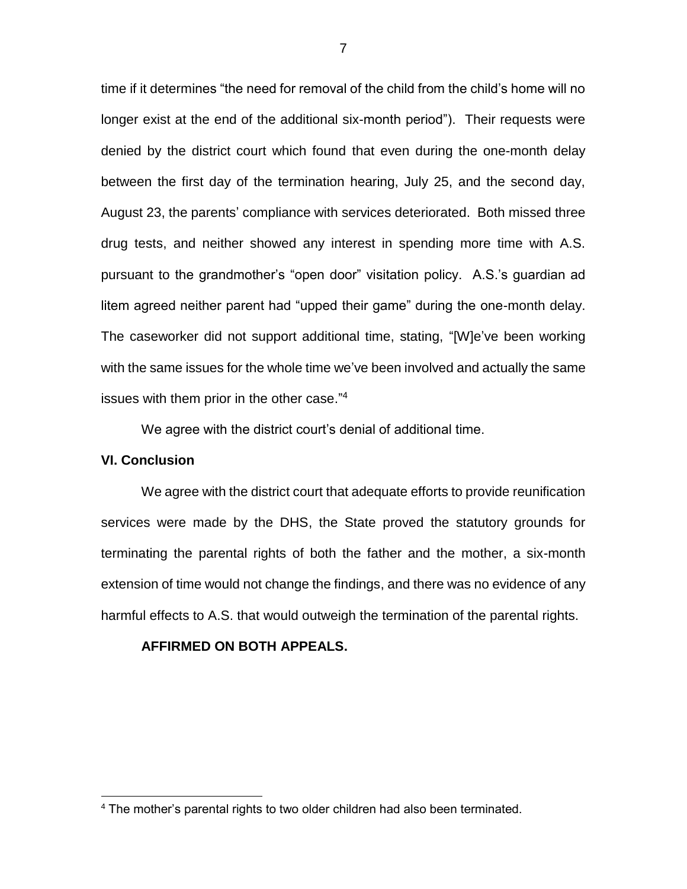time if it determines "the need for removal of the child from the child's home will no longer exist at the end of the additional six-month period"). Their requests were denied by the district court which found that even during the one-month delay between the first day of the termination hearing, July 25, and the second day, August 23, the parents' compliance with services deteriorated. Both missed three drug tests, and neither showed any interest in spending more time with A.S. pursuant to the grandmother's "open door" visitation policy. A.S.'s guardian ad litem agreed neither parent had "upped their game" during the one-month delay. The caseworker did not support additional time, stating, "[W]e've been working with the same issues for the whole time we've been involved and actually the same issues with them prior in the other case."[4]

We agree with the district court's denial of additional time.

## VI. Conclusion

We agree with the district court that adequate efforts to provide reunification services were made by the DHS, the State proved the statutory grounds for terminating the parental rights of both the father and the mother, a six-month extension of time would not change the findings, and there was no evidence of any harmful effects to A.S. that would outweigh the termination of the parental rights.

**AFFIRMED ON BOTH APPEALS.**

---

[4] The mother's parental rights to two older children had also been terminated.